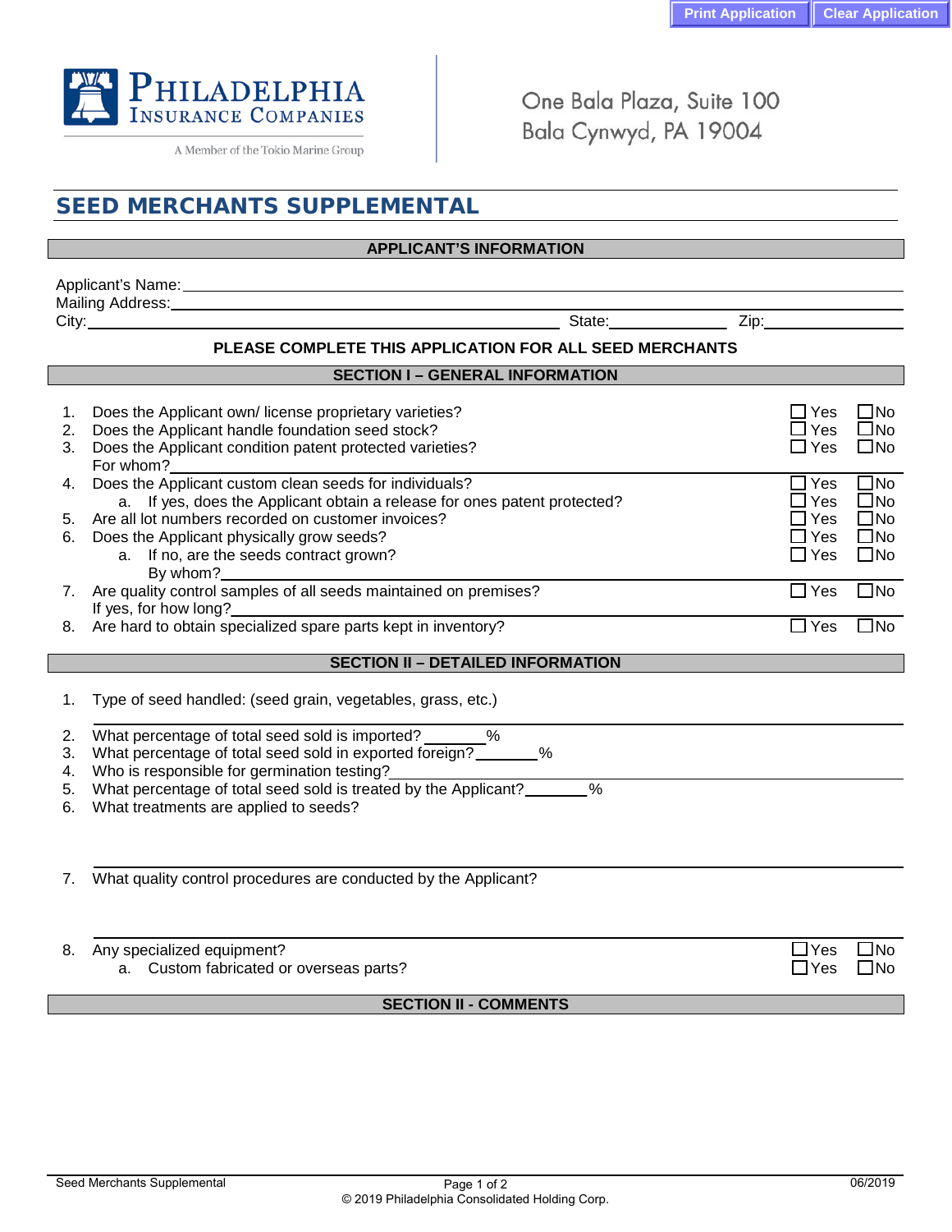Print Application | Clear Application

**PHILADELPHIA INSURANCE COMPANIES**
A Member of the Tokio Marine Group

One Bala Plaza, Suite 100
Bala Cynwyd, PA 19004

# SEED MERCHANTS SUPPLEMENTAL

## APPLICANT'S INFORMATION

Applicant's Name: \_\_\_\_\_\_\_\_\_\_\_\_\_\_\_\_\_\_\_\_\_\_\_\_\_\_\_\_\_\_
Mailing Address: \_\_\_\_\_\_\_\_\_\_\_\_\_\_\_\_\_\_\_\_\_\_\_\_\_\_\_\_\_\_
City: \_\_\_\_\_\_\_\_\_\_\_\_\_\_\_\_\_\_\_\_ State: \_\_\_\_\_\_\_\_\_\_ Zip: \_\_\_\_\_\_\_\_\_\_

**PLEASE COMPLETE THIS APPLICATION FOR ALL SEED MERCHANTS**

## SECTION I – GENERAL INFORMATION

1. Does the Applicant own/ license proprietary varieties? ☐ Yes ☐ No
2. Does the Applicant handle foundation seed stock? ☐ Yes ☐ No
3. Does the Applicant condition patent protected varieties? ☐ Yes ☐ No
   For whom? \_\_\_\_\_\_\_\_\_\_\_\_\_\_\_\_\_\_\_\_
4. Does the Applicant custom clean seeds for individuals? ☐ Yes ☐ No
   a. If yes, does the Applicant obtain a release for ones patent protected? ☐ Yes ☐ No
5. Are all lot numbers recorded on customer invoices? ☐ Yes ☐ No
6. Does the Applicant physically grow seeds? ☐ Yes ☐ No
   a. If no, are the seeds contract grown? ☐ Yes ☐ No
      By whom? \_\_\_\_\_\_\_\_\_\_\_\_\_\_\_\_\_\_\_\_
7. Are quality control samples of all seeds maintained on premises? ☐ Yes ☐ No
   If yes, for how long? \_\_\_\_\_\_\_\_\_\_\_\_\_\_\_\_\_\_\_\_
8. Are hard to obtain specialized spare parts kept in inventory? ☐ Yes ☐ No

## SECTION II – DETAILED INFORMATION

1. Type of seed handled: (seed grain, vegetables, grass, etc.)
   \_\_\_\_\_\_\_\_\_\_\_\_\_\_\_\_\_\_\_\_
2. What percentage of total seed sold is imported? \_\_\_\_\_\_\_ %
3. What percentage of total seed sold in exported foreign? \_\_\_\_\_\_\_ %
4. Who is responsible for germination testing? \_\_\_\_\_\_\_\_\_\_\_\_\_\_\_\_\_\_\_\_
5. What percentage of total seed sold is treated by the Applicant? \_\_\_\_\_\_\_ %
6. What treatments are applied to seeds?
   \_\_\_\_\_\_\_\_\_\_\_\_\_\_\_\_\_\_\_\_
7. What quality control procedures are conducted by the Applicant?
   \_\_\_\_\_\_\_\_\_\_\_\_\_\_\_\_\_\_\_\_
8. Any specialized equipment? ☐ Yes ☐ No
   a. Custom fabricated or overseas parts? ☐ Yes ☐ No

## SECTION II - COMMENTS

Seed Merchants Supplemental | 06/2019
© 2019 Philadelphia Consolidated Holding Corp.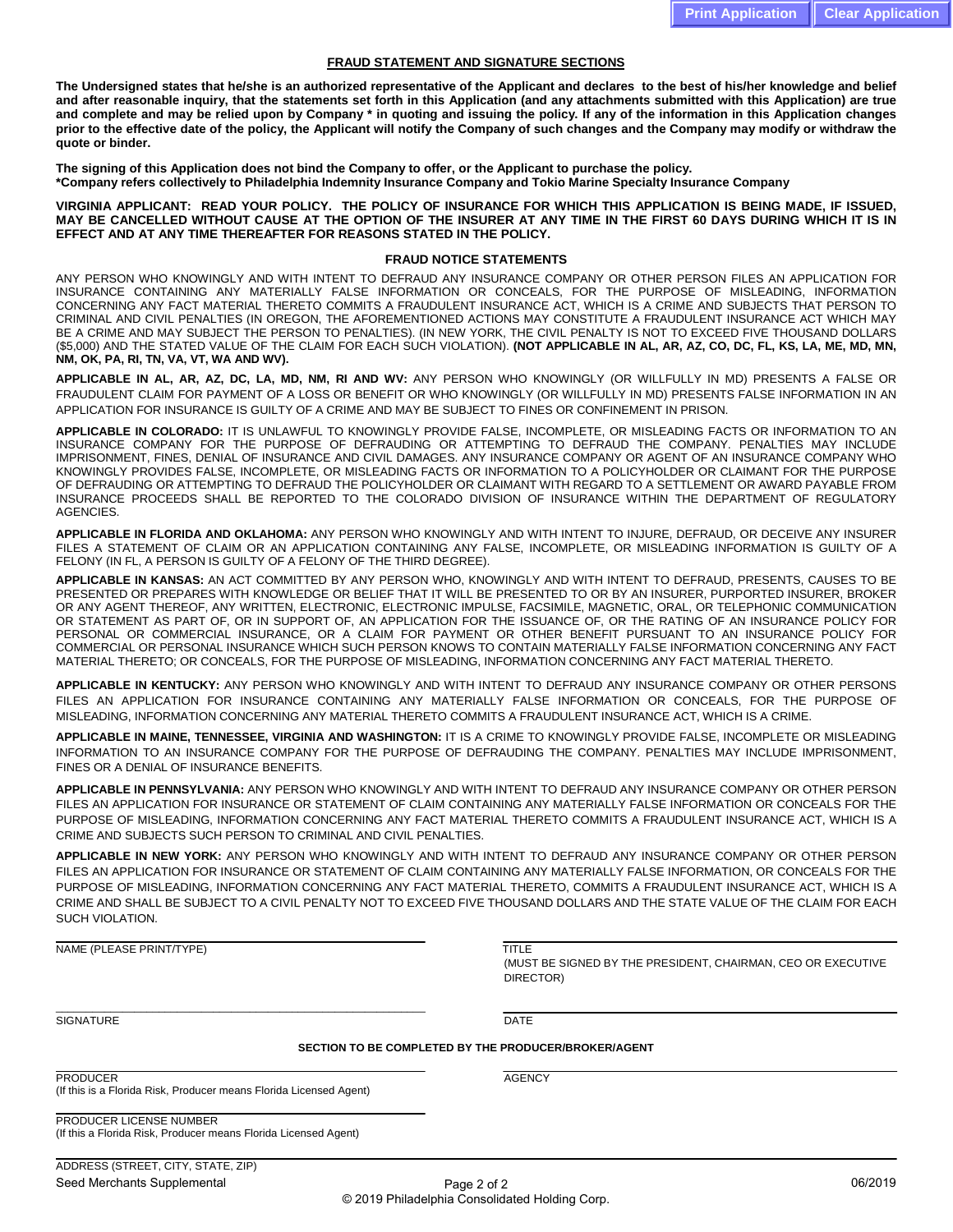## FRAUD STATEMENT AND SIGNATURE SECTIONS

**The Undersigned states that he/she is an authorized representative of the Applicant and declares to the best of his/her knowledge and belief and after reasonable inquiry, that the statements set forth in this Application (and any attachments submitted with this Application) are true and complete and may be relied upon by Company * in quoting and issuing the policy. If any of the information in this Application changes prior to the effective date of the policy, the Applicant will notify the Company of such changes and the Company may modify or withdraw the quote or binder.**

**The signing of this Application does not bind the Company to offer, or the Applicant to purchase the policy.**
***Company refers collectively to Philadelphia Indemnity Insurance Company and Tokio Marine Specialty Insurance Company**

**VIRGINIA APPLICANT: READ YOUR POLICY. THE POLICY OF INSURANCE FOR WHICH THIS APPLICATION IS BEING MADE, IF ISSUED, MAY BE CANCELLED WITHOUT CAUSE AT THE OPTION OF THE INSURER AT ANY TIME IN THE FIRST 60 DAYS DURING WHICH IT IS IN EFFECT AND AT ANY TIME THEREAFTER FOR REASONS STATED IN THE POLICY.**

### FRAUD NOTICE STATEMENTS

ANY PERSON WHO KNOWINGLY AND WITH INTENT TO DEFRAUD ANY INSURANCE COMPANY OR OTHER PERSON FILES AN APPLICATION FOR INSURANCE CONTAINING ANY MATERIALLY FALSE INFORMATION OR CONCEALS, FOR THE PURPOSE OF MISLEADING, INFORMATION CONCERNING ANY FACT MATERIAL THERETO COMMITS A FRAUDULENT INSURANCE ACT, WHICH IS A CRIME AND SUBJECTS THAT PERSON TO CRIMINAL AND CIVIL PENALTIES (IN OREGON, THE AFOREMENTIONED ACTIONS MAY CONSTITUTE A FRAUDULENT INSURANCE ACT WHICH MAY BE A CRIME AND MAY SUBJECT THE PERSON TO PENALTIES). (IN NEW YORK, THE CIVIL PENALTY IS NOT TO EXCEED FIVE THOUSAND DOLLARS ($5,000) AND THE STATED VALUE OF THE CLAIM FOR EACH SUCH VIOLATION). **(NOT APPLICABLE IN AL, AR, AZ, CO, DC, FL, KS, LA, ME, MD, MN, NM, OK, PA, RI, TN, VA, VT, WA AND WV).**

**APPLICABLE IN AL, AR, AZ, DC, LA, MD, NM, RI AND WV:** ANY PERSON WHO KNOWINGLY (OR WILLFULLY IN MD) PRESENTS A FALSE OR FRAUDULENT CLAIM FOR PAYMENT OF A LOSS OR BENEFIT OR WHO KNOWINGLY (OR WILLFULLY IN MD) PRESENTS FALSE INFORMATION IN AN APPLICATION FOR INSURANCE IS GUILTY OF A CRIME AND MAY BE SUBJECT TO FINES OR CONFINEMENT IN PRISON.

**APPLICABLE IN COLORADO:** IT IS UNLAWFUL TO KNOWINGLY PROVIDE FALSE, INCOMPLETE, OR MISLEADING FACTS OR INFORMATION TO AN INSURANCE COMPANY FOR THE PURPOSE OF DEFRAUDING OR ATTEMPTING TO DEFRAUD THE COMPANY. PENALTIES MAY INCLUDE IMPRISONMENT, FINES, DENIAL OF INSURANCE AND CIVIL DAMAGES. ANY INSURANCE COMPANY OR AGENT OF AN INSURANCE COMPANY WHO KNOWINGLY PROVIDES FALSE, INCOMPLETE, OR MISLEADING FACTS OR INFORMATION TO A POLICYHOLDER OR CLAIMANT FOR THE PURPOSE OF DEFRAUDING OR ATTEMPTING TO DEFRAUD THE POLICYHOLDER OR CLAIMANT WITH REGARD TO A SETTLEMENT OR AWARD PAYABLE FROM INSURANCE PROCEEDS SHALL BE REPORTED TO THE COLORADO DIVISION OF INSURANCE WITHIN THE DEPARTMENT OF REGULATORY AGENCIES.

**APPLICABLE IN FLORIDA AND OKLAHOMA:** ANY PERSON WHO KNOWINGLY AND WITH INTENT TO INJURE, DEFRAUD, OR DECEIVE ANY INSURER FILES A STATEMENT OF CLAIM OR AN APPLICATION CONTAINING ANY FALSE, INCOMPLETE, OR MISLEADING INFORMATION IS GUILTY OF A FELONY (IN FL, A PERSON IS GUILTY OF A FELONY OF THE THIRD DEGREE).

**APPLICABLE IN KANSAS:** AN ACT COMMITTED BY ANY PERSON WHO, KNOWINGLY AND WITH INTENT TO DEFRAUD, PRESENTS, CAUSES TO BE PRESENTED OR PREPARES WITH KNOWLEDGE OR BELIEF THAT IT WILL BE PRESENTED TO OR BY AN INSURER, PURPORTED INSURER, BROKER OR ANY AGENT THEREOF, ANY WRITTEN, ELECTRONIC, ELECTRONIC IMPULSE, FACSIMILE, MAGNETIC, ORAL, OR TELEPHONIC COMMUNICATION OR STATEMENT AS PART OF, OR IN SUPPORT OF, AN APPLICATION FOR THE ISSUANCE OF, OR THE RATING OF AN INSURANCE POLICY FOR PERSONAL OR COMMERCIAL INSURANCE, OR A CLAIM FOR PAYMENT OR OTHER BENEFIT PURSUANT TO AN INSURANCE POLICY FOR COMMERCIAL OR PERSONAL INSURANCE WHICH SUCH PERSON KNOWS TO CONTAIN MATERIALLY FALSE INFORMATION CONCERNING ANY FACT MATERIAL THERETO; OR CONCEALS, FOR THE PURPOSE OF MISLEADING, INFORMATION CONCERNING ANY FACT MATERIAL THERETO.

**APPLICABLE IN KENTUCKY:** ANY PERSON WHO KNOWINGLY AND WITH INTENT TO DEFRAUD ANY INSURANCE COMPANY OR OTHER PERSONS FILES AN APPLICATION FOR INSURANCE CONTAINING ANY MATERIALLY FALSE INFORMATION OR CONCEALS, FOR THE PURPOSE OF MISLEADING, INFORMATION CONCERNING ANY MATERIAL THERETO COMMITS A FRAUDULENT INSURANCE ACT, WHICH IS A CRIME.

**APPLICABLE IN MAINE, TENNESSEE, VIRGINIA AND WASHINGTON:** IT IS A CRIME TO KNOWINGLY PROVIDE FALSE, INCOMPLETE OR MISLEADING INFORMATION TO AN INSURANCE COMPANY FOR THE PURPOSE OF DEFRAUDING THE COMPANY. PENALTIES MAY INCLUDE IMPRISONMENT, FINES OR A DENIAL OF INSURANCE BENEFITS.

**APPLICABLE IN PENNSYLVANIA:** ANY PERSON WHO KNOWINGLY AND WITH INTENT TO DEFRAUD ANY INSURANCE COMPANY OR OTHER PERSON FILES AN APPLICATION FOR INSURANCE OR STATEMENT OF CLAIM CONTAINING ANY MATERIALLY FALSE INFORMATION OR CONCEALS FOR THE PURPOSE OF MISLEADING, INFORMATION CONCERNING ANY FACT MATERIAL THERETO COMMITS A FRAUDULENT INSURANCE ACT, WHICH IS A CRIME AND SUBJECTS SUCH PERSON TO CRIMINAL AND CIVIL PENALTIES.

**APPLICABLE IN NEW YORK:** ANY PERSON WHO KNOWINGLY AND WITH INTENT TO DEFRAUD ANY INSURANCE COMPANY OR OTHER PERSON FILES AN APPLICATION FOR INSURANCE OR STATEMENT OF CLAIM CONTAINING ANY MATERIALLY FALSE INFORMATION, OR CONCEALS FOR THE PURPOSE OF MISLEADING, INFORMATION CONCERNING ANY FACT MATERIAL THERETO, COMMITS A FRAUDULENT INSURANCE ACT, WHICH IS A CRIME AND SHALL BE SUBJECT TO A CIVIL PENALTY NOT TO EXCEED FIVE THOUSAND DOLLARS AND THE STATE VALUE OF THE CLAIM FOR EACH SUCH VIOLATION.

NAME (PLEASE PRINT/TYPE): ____________________

TITLE: ____________________
(MUST BE SIGNED BY THE PRESIDENT, CHAIRMAN, CEO OR EXECUTIVE DIRECTOR)

SIGNATURE: ____________________

DATE: ____________________

**SECTION TO BE COMPLETED BY THE PRODUCER/BROKER/AGENT**

PRODUCER: ____________________
(If this is a Florida Risk, Producer means Florida Licensed Agent)

AGENCY: ____________________

PRODUCER LICENSE NUMBER: ____________________
(If this a Florida Risk, Producer means Florida Licensed Agent)

ADDRESS (STREET, CITY, STATE, ZIP): ____________________

Seed Merchants Supplemental

06/2019

© 2019 Philadelphia Consolidated Holding Corp.